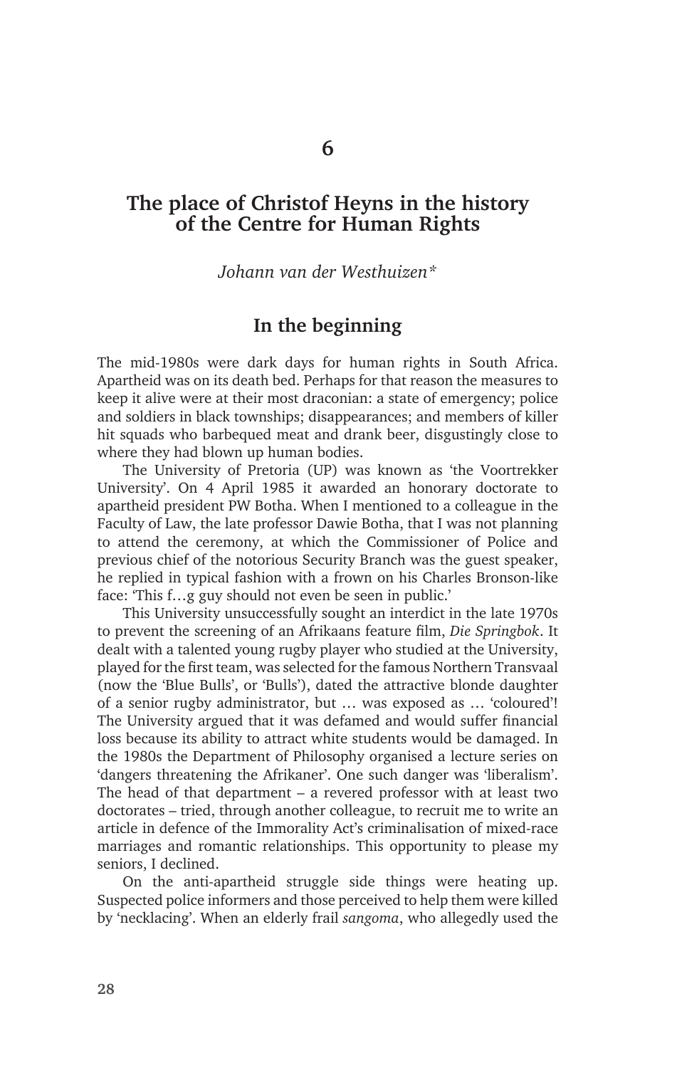# 6

## The place of Christof Heyns in the history of the Centre for Human Rights

*Johann van der Westhuizen**

### In the beginning

The mid-1980s were dark days for human rights in South Africa. Apartheid was on its death bed. Perhaps for that reason the measures to keep it alive were at their most draconian: a state of emergency; police and soldiers in black townships; disappearances; and members of killer hit squads who barbequed meat and drank beer, disgustingly close to where they had blown up human bodies.

The University of Pretoria (UP) was known as 'the Voortrekker University'. On 4 April 1985 it awarded an honorary doctorate to apartheid president PW Botha. When I mentioned to a colleague in the Faculty of Law, the late professor Dawie Botha, that I was not planning to attend the ceremony, at which the Commissioner of Police and previous chief of the notorious Security Branch was the guest speaker, he replied in typical fashion with a frown on his Charles Bronson-like face: 'This f…g guy should not even be seen in public.'

This University unsuccessfully sought an interdict in the late 1970s to prevent the screening of an Afrikaans feature film, *Die Springbok*. It dealt with a talented young rugby player who studied at the University, played for the first team, was selected for the famous Northern Transvaal (now the 'Blue Bulls', or 'Bulls'), dated the attractive blonde daughter of a senior rugby administrator, but … was exposed as … 'coloured'! The University argued that it was defamed and would suffer financial loss because its ability to attract white students would be damaged. In the 1980s the Department of Philosophy organised a lecture series on 'dangers threatening the Afrikaner'. One such danger was 'liberalism'. The head of that department – a revered professor with at least two doctorates – tried, through another colleague, to recruit me to write an article in defence of the Immorality Act's criminalisation of mixed-race marriages and romantic relationships. This opportunity to please my seniors, I declined.

On the anti-apartheid struggle side things were heating up. Suspected police informers and those perceived to help them were killed by 'necklacing'. When an elderly frail *sangoma*, who allegedly used the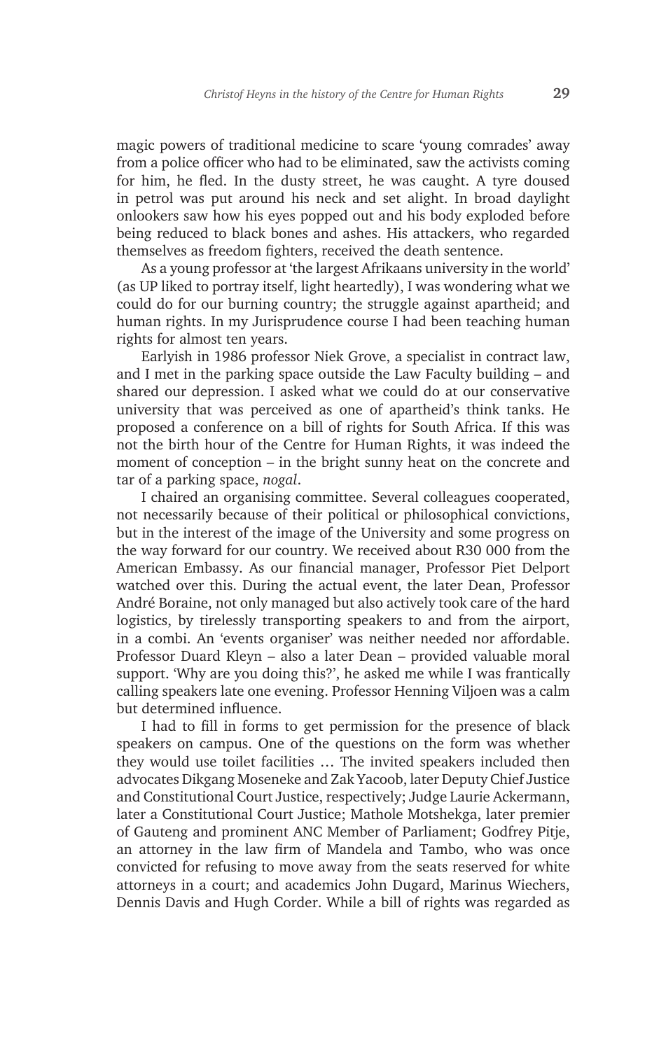magic powers of traditional medicine to scare 'young comrades' away from a police officer who had to be eliminated, saw the activists coming for him, he fled. In the dusty street, he was caught. A tyre doused in petrol was put around his neck and set alight. In broad daylight onlookers saw how his eyes popped out and his body exploded before being reduced to black bones and ashes. His attackers, who regarded themselves as freedom fighters, received the death sentence.

As a young professor at 'the largest Afrikaans university in the world' (as UP liked to portray itself, light heartedly), I was wondering what we could do for our burning country; the struggle against apartheid; and human rights. In my Jurisprudence course I had been teaching human rights for almost ten years.

Earlyish in 1986 professor Niek Grove, a specialist in contract law, and I met in the parking space outside the Law Faculty building – and shared our depression. I asked what we could do at our conservative university that was perceived as one of apartheid's think tanks. He proposed a conference on a bill of rights for South Africa. If this was not the birth hour of the Centre for Human Rights, it was indeed the moment of conception – in the bright sunny heat on the concrete and tar of a parking space, *nogal*.

I chaired an organising committee. Several colleagues cooperated, not necessarily because of their political or philosophical convictions, but in the interest of the image of the University and some progress on the way forward for our country. We received about R30 000 from the American Embassy. As our financial manager, Professor Piet Delport watched over this. During the actual event, the later Dean, Professor André Boraine, not only managed but also actively took care of the hard logistics, by tirelessly transporting speakers to and from the airport, in a combi. An 'events organiser' was neither needed nor affordable. Professor Duard Kleyn – also a later Dean – provided valuable moral support. 'Why are you doing this?', he asked me while I was frantically calling speakers late one evening. Professor Henning Viljoen was a calm but determined influence.

I had to fill in forms to get permission for the presence of black speakers on campus. One of the questions on the form was whether they would use toilet facilities … The invited speakers included then advocates Dikgang Moseneke and Zak Yacoob, later Deputy Chief Justice and Constitutional Court Justice, respectively; Judge Laurie Ackermann, later a Constitutional Court Justice; Mathole Motshekga, later premier of Gauteng and prominent ANC Member of Parliament; Godfrey Pitje, an attorney in the law firm of Mandela and Tambo, who was once convicted for refusing to move away from the seats reserved for white attorneys in a court; and academics John Dugard, Marinus Wiechers, Dennis Davis and Hugh Corder. While a bill of rights was regarded as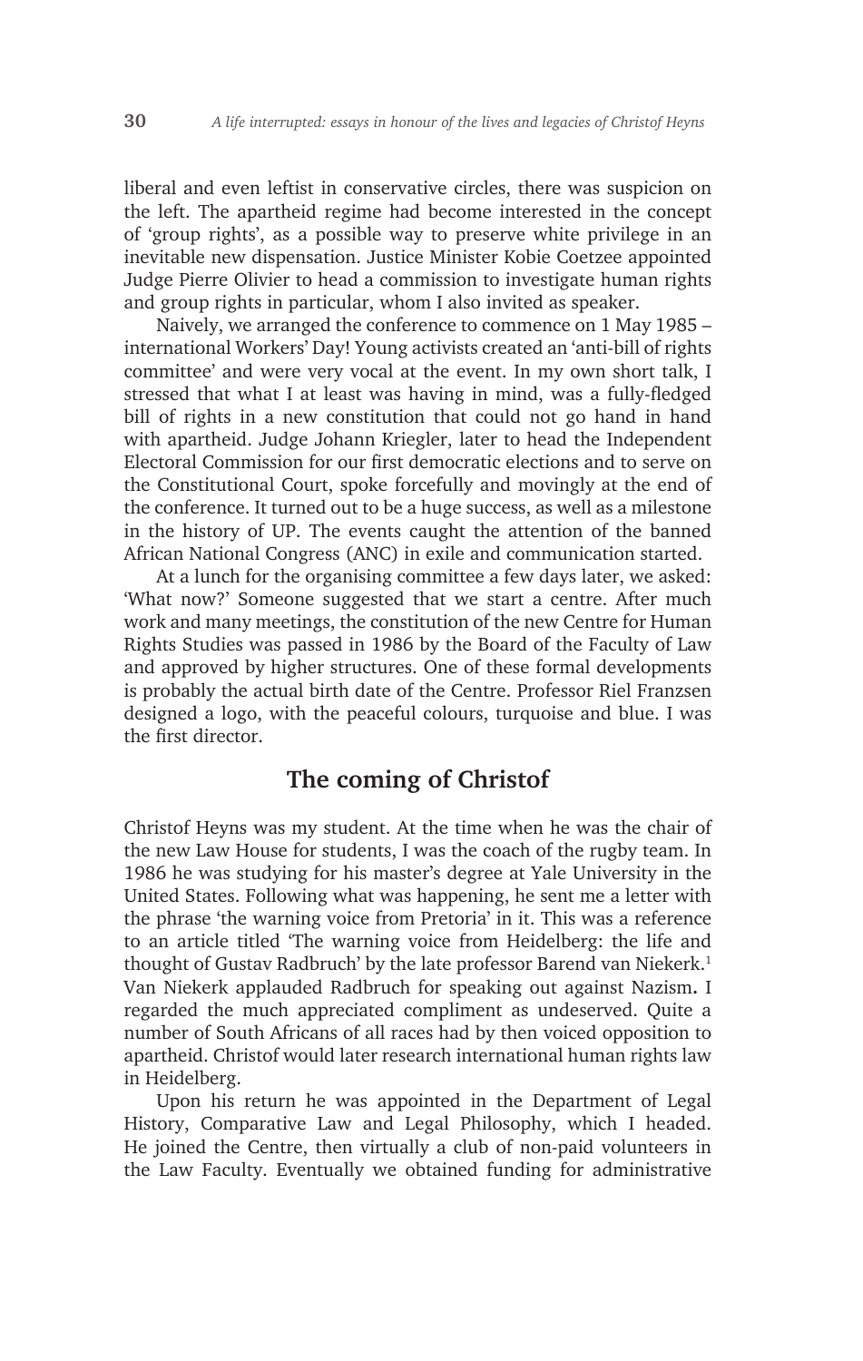liberal and even leftist in conservative circles, there was suspicion on the left. The apartheid regime had become interested in the concept of 'group rights', as a possible way to preserve white privilege in an inevitable new dispensation. Justice Minister Kobie Coetzee appointed Judge Pierre Olivier to head a commission to investigate human rights and group rights in particular, whom I also invited as speaker.

Naively, we arranged the conference to commence on 1 May 1985 – international Workers' Day! Young activists created an 'anti-bill of rights committee' and were very vocal at the event. In my own short talk, I stressed that what I at least was having in mind, was a fully-fledged bill of rights in a new constitution that could not go hand in hand with apartheid. Judge Johann Kriegler, later to head the Independent Electoral Commission for our first democratic elections and to serve on the Constitutional Court, spoke forcefully and movingly at the end of the conference. It turned out to be a huge success, as well as a milestone in the history of UP. The events caught the attention of the banned African National Congress (ANC) in exile and communication started.

At a lunch for the organising committee a few days later, we asked: 'What now?' Someone suggested that we start a centre. After much work and many meetings, the constitution of the new Centre for Human Rights Studies was passed in 1986 by the Board of the Faculty of Law and approved by higher structures. One of these formal developments is probably the actual birth date of the Centre. Professor Riel Franzsen designed a logo, with the peaceful colours, turquoise and blue. I was the first director.

## The coming of Christof

Christof Heyns was my student. At the time when he was the chair of the new Law House for students, I was the coach of the rugby team. In 1986 he was studying for his master's degree at Yale University in the United States. Following what was happening, he sent me a letter with the phrase 'the warning voice from Pretoria' in it. This was a reference to an article titled 'The warning voice from Heidelberg: the life and thought of Gustav Radbruch' by the late professor Barend van Niekerk.[1] Van Niekerk applauded Radbruch for speaking out against Nazism**.** I regarded the much appreciated compliment as undeserved. Quite a number of South Africans of all races had by then voiced opposition to apartheid. Christof would later research international human rights law in Heidelberg.

Upon his return he was appointed in the Department of Legal History, Comparative Law and Legal Philosophy, which I headed. He joined the Centre, then virtually a club of non-paid volunteers in the Law Faculty. Eventually we obtained funding for administrative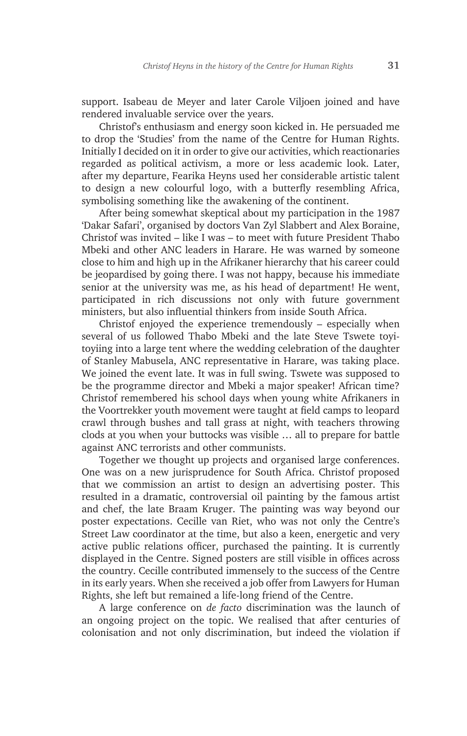support. Isabeau de Meyer and later Carole Viljoen joined and have rendered invaluable service over the years.

Christof's enthusiasm and energy soon kicked in. He persuaded me to drop the 'Studies' from the name of the Centre for Human Rights. Initially I decided on it in order to give our activities, which reactionaries regarded as political activism, a more or less academic look. Later, after my departure, Fearika Heyns used her considerable artistic talent to design a new colourful logo, with a butterfly resembling Africa, symbolising something like the awakening of the continent.

After being somewhat skeptical about my participation in the 1987 'Dakar Safari', organised by doctors Van Zyl Slabbert and Alex Boraine, Christof was invited – like I was – to meet with future President Thabo Mbeki and other ANC leaders in Harare. He was warned by someone close to him and high up in the Afrikaner hierarchy that his career could be jeopardised by going there. I was not happy, because his immediate senior at the university was me, as his head of department! He went, participated in rich discussions not only with future government ministers, but also influential thinkers from inside South Africa.

Christof enjoyed the experience tremendously – especially when several of us followed Thabo Mbeki and the late Steve Tswete toyi-toyiing into a large tent where the wedding celebration of the daughter of Stanley Mabusela, ANC representative in Harare, was taking place. We joined the event late. It was in full swing. Tswete was supposed to be the programme director and Mbeki a major speaker! African time? Christof remembered his school days when young white Afrikaners in the Voortrekker youth movement were taught at field camps to leopard crawl through bushes and tall grass at night, with teachers throwing clods at you when your buttocks was visible … all to prepare for battle against ANC terrorists and other communists.

Together we thought up projects and organised large conferences. One was on a new jurisprudence for South Africa. Christof proposed that we commission an artist to design an advertising poster. This resulted in a dramatic, controversial oil painting by the famous artist and chef, the late Braam Kruger. The painting was way beyond our poster expectations. Cecille van Riet, who was not only the Centre's Street Law coordinator at the time, but also a keen, energetic and very active public relations officer, purchased the painting. It is currently displayed in the Centre. Signed posters are still visible in offices across the country. Cecille contributed immensely to the success of the Centre in its early years. When she received a job offer from Lawyers for Human Rights, she left but remained a life-long friend of the Centre.

A large conference on *de facto* discrimination was the launch of an ongoing project on the topic. We realised that after centuries of colonisation and not only discrimination, but indeed the violation if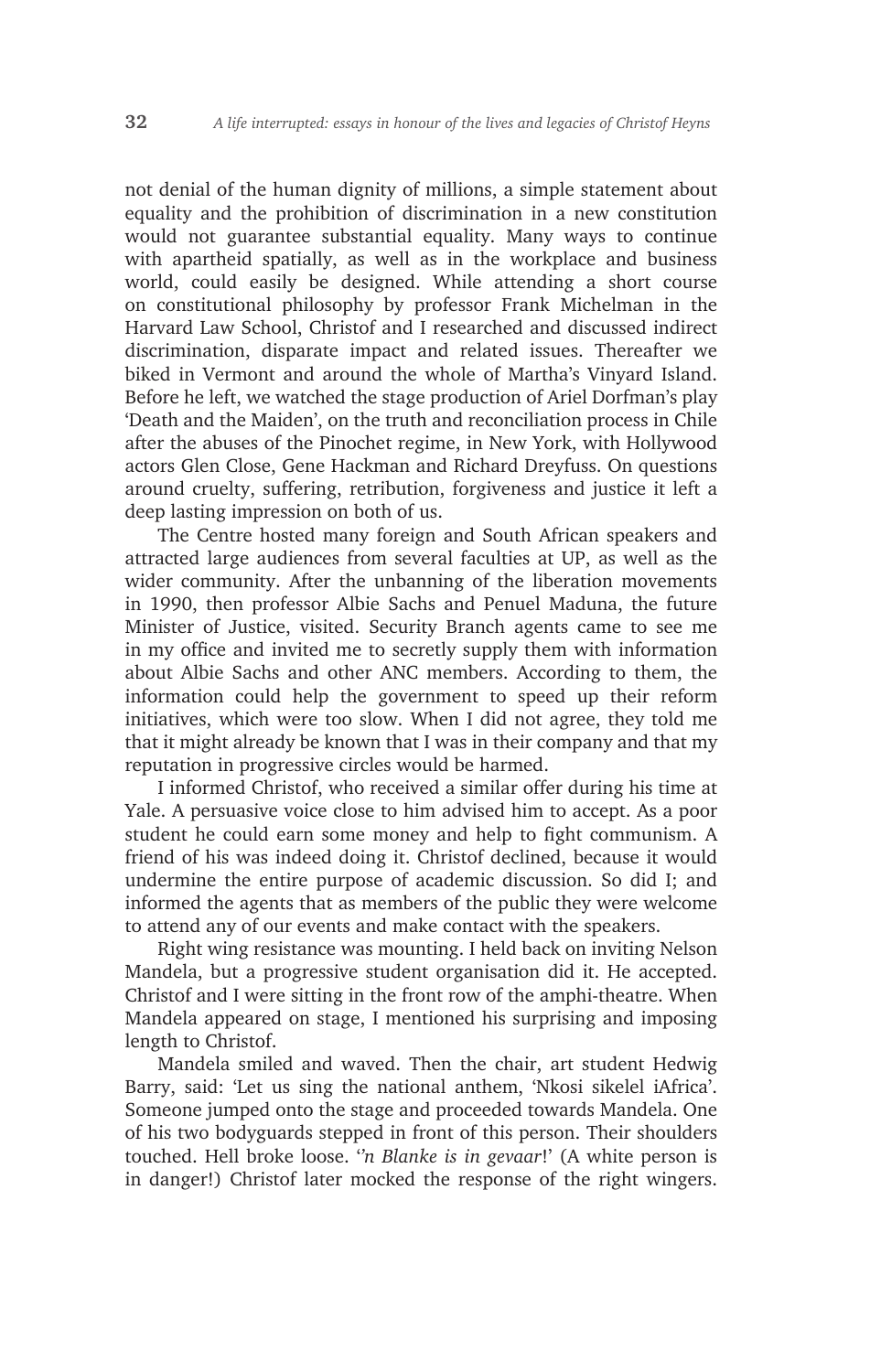not denial of the human dignity of millions, a simple statement about equality and the prohibition of discrimination in a new constitution would not guarantee substantial equality. Many ways to continue with apartheid spatially, as well as in the workplace and business world, could easily be designed. While attending a short course on constitutional philosophy by professor Frank Michelman in the Harvard Law School, Christof and I researched and discussed indirect discrimination, disparate impact and related issues. Thereafter we biked in Vermont and around the whole of Martha's Vinyard Island. Before he left, we watched the stage production of Ariel Dorfman's play 'Death and the Maiden', on the truth and reconciliation process in Chile after the abuses of the Pinochet regime, in New York, with Hollywood actors Glen Close, Gene Hackman and Richard Dreyfuss. On questions around cruelty, suffering, retribution, forgiveness and justice it left a deep lasting impression on both of us.

The Centre hosted many foreign and South African speakers and attracted large audiences from several faculties at UP, as well as the wider community. After the unbanning of the liberation movements in 1990, then professor Albie Sachs and Penuel Maduna, the future Minister of Justice, visited. Security Branch agents came to see me in my office and invited me to secretly supply them with information about Albie Sachs and other ANC members. According to them, the information could help the government to speed up their reform initiatives, which were too slow. When I did not agree, they told me that it might already be known that I was in their company and that my reputation in progressive circles would be harmed.

I informed Christof, who received a similar offer during his time at Yale. A persuasive voice close to him advised him to accept. As a poor student he could earn some money and help to fight communism. A friend of his was indeed doing it. Christof declined, because it would undermine the entire purpose of academic discussion. So did I; and informed the agents that as members of the public they were welcome to attend any of our events and make contact with the speakers.

Right wing resistance was mounting. I held back on inviting Nelson Mandela, but a progressive student organisation did it. He accepted. Christof and I were sitting in the front row of the amphi-theatre. When Mandela appeared on stage, I mentioned his surprising and imposing length to Christof.

Mandela smiled and waved. Then the chair, art student Hedwig Barry, said: 'Let us sing the national anthem, 'Nkosi sikelel iAfrica'. Someone jumped onto the stage and proceeded towards Mandela. One of his two bodyguards stepped in front of this person. Their shoulders touched. Hell broke loose. ''*n Blanke is in gevaar*!' (A white person is in danger!) Christof later mocked the response of the right wingers.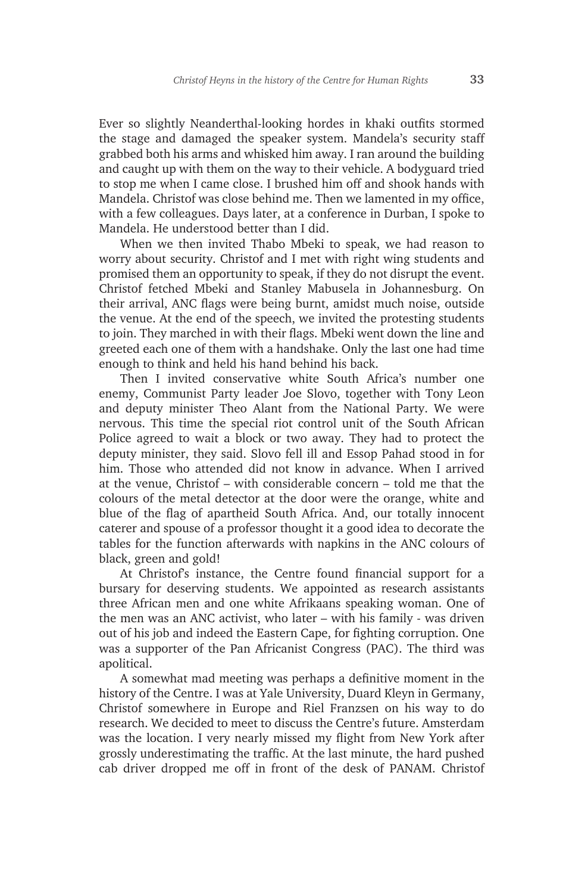Ever so slightly Neanderthal-looking hordes in khaki outfits stormed the stage and damaged the speaker system. Mandela's security staff grabbed both his arms and whisked him away. I ran around the building and caught up with them on the way to their vehicle. A bodyguard tried to stop me when I came close. I brushed him off and shook hands with Mandela. Christof was close behind me. Then we lamented in my office, with a few colleagues. Days later, at a conference in Durban, I spoke to Mandela. He understood better than I did.

When we then invited Thabo Mbeki to speak, we had reason to worry about security. Christof and I met with right wing students and promised them an opportunity to speak, if they do not disrupt the event. Christof fetched Mbeki and Stanley Mabusela in Johannesburg. On their arrival, ANC flags were being burnt, amidst much noise, outside the venue. At the end of the speech, we invited the protesting students to join. They marched in with their flags. Mbeki went down the line and greeted each one of them with a handshake. Only the last one had time enough to think and held his hand behind his back.

Then I invited conservative white South Africa's number one enemy, Communist Party leader Joe Slovo, together with Tony Leon and deputy minister Theo Alant from the National Party. We were nervous. This time the special riot control unit of the South African Police agreed to wait a block or two away. They had to protect the deputy minister, they said. Slovo fell ill and Essop Pahad stood in for him. Those who attended did not know in advance. When I arrived at the venue, Christof – with considerable concern – told me that the colours of the metal detector at the door were the orange, white and blue of the flag of apartheid South Africa. And, our totally innocent caterer and spouse of a professor thought it a good idea to decorate the tables for the function afterwards with napkins in the ANC colours of black, green and gold!

At Christof's instance, the Centre found financial support for a bursary for deserving students. We appointed as research assistants three African men and one white Afrikaans speaking woman. One of the men was an ANC activist, who later – with his family - was driven out of his job and indeed the Eastern Cape, for fighting corruption. One was a supporter of the Pan Africanist Congress (PAC). The third was apolitical.

A somewhat mad meeting was perhaps a definitive moment in the history of the Centre. I was at Yale University, Duard Kleyn in Germany, Christof somewhere in Europe and Riel Franzsen on his way to do research. We decided to meet to discuss the Centre's future. Amsterdam was the location. I very nearly missed my flight from New York after grossly underestimating the traffic. At the last minute, the hard pushed cab driver dropped me off in front of the desk of PANAM. Christof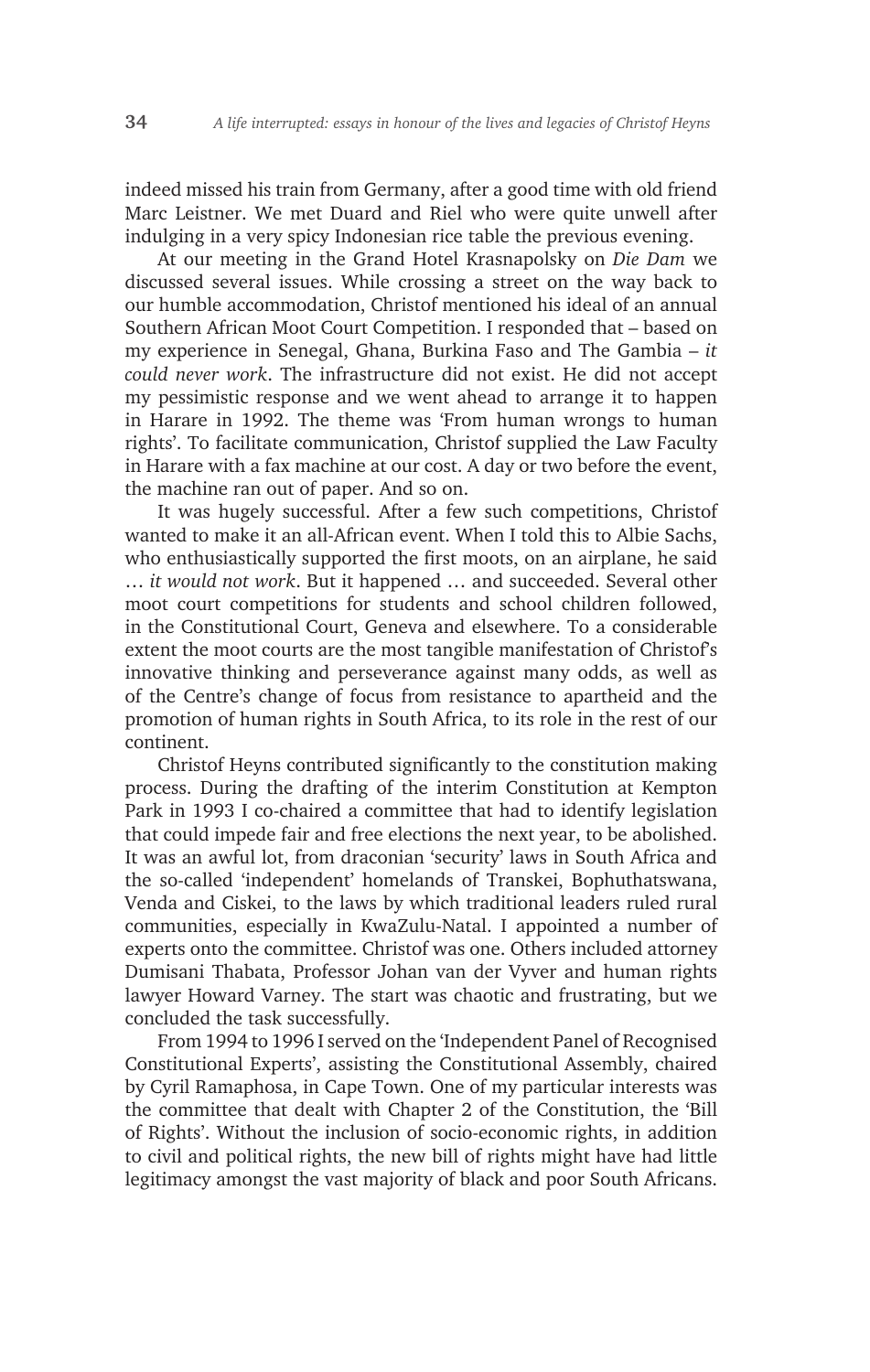indeed missed his train from Germany, after a good time with old friend Marc Leistner. We met Duard and Riel who were quite unwell after indulging in a very spicy Indonesian rice table the previous evening.

At our meeting in the Grand Hotel Krasnapolsky on *Die Dam* we discussed several issues. While crossing a street on the way back to our humble accommodation, Christof mentioned his ideal of an annual Southern African Moot Court Competition. I responded that – based on my experience in Senegal, Ghana, Burkina Faso and The Gambia – *it could never work*. The infrastructure did not exist. He did not accept my pessimistic response and we went ahead to arrange it to happen in Harare in 1992. The theme was 'From human wrongs to human rights'. To facilitate communication, Christof supplied the Law Faculty in Harare with a fax machine at our cost. A day or two before the event, the machine ran out of paper. And so on.

It was hugely successful. After a few such competitions, Christof wanted to make it an all-African event. When I told this to Albie Sachs, who enthusiastically supported the first moots, on an airplane, he said … *it would not work*. But it happened … and succeeded. Several other moot court competitions for students and school children followed, in the Constitutional Court, Geneva and elsewhere. To a considerable extent the moot courts are the most tangible manifestation of Christof's innovative thinking and perseverance against many odds, as well as of the Centre's change of focus from resistance to apartheid and the promotion of human rights in South Africa, to its role in the rest of our continent.

Christof Heyns contributed significantly to the constitution making process. During the drafting of the interim Constitution at Kempton Park in 1993 I co-chaired a committee that had to identify legislation that could impede fair and free elections the next year, to be abolished. It was an awful lot, from draconian 'security' laws in South Africa and the so-called 'independent' homelands of Transkei, Bophuthatswana, Venda and Ciskei, to the laws by which traditional leaders ruled rural communities, especially in KwaZulu-Natal. I appointed a number of experts onto the committee. Christof was one. Others included attorney Dumisani Thabata, Professor Johan van der Vyver and human rights lawyer Howard Varney. The start was chaotic and frustrating, but we concluded the task successfully.

From 1994 to 1996 I served on the 'Independent Panel of Recognised Constitutional Experts', assisting the Constitutional Assembly, chaired by Cyril Ramaphosa, in Cape Town. One of my particular interests was the committee that dealt with Chapter 2 of the Constitution, the 'Bill of Rights'. Without the inclusion of socio-economic rights, in addition to civil and political rights, the new bill of rights might have had little legitimacy amongst the vast majority of black and poor South Africans.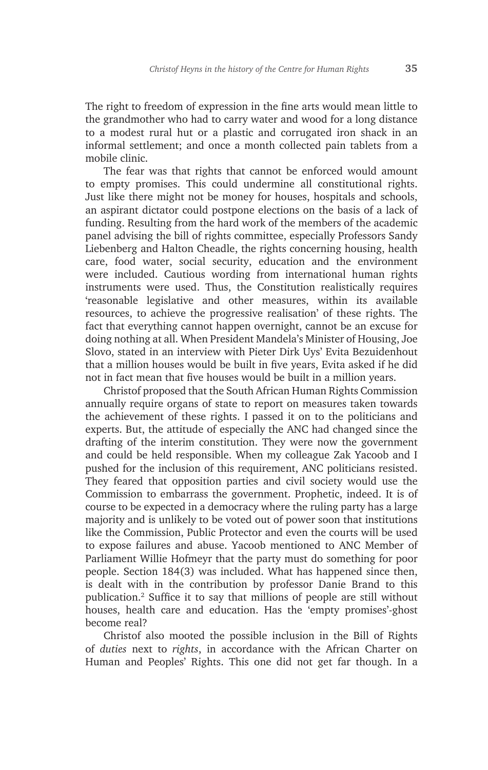The right to freedom of expression in the fine arts would mean little to the grandmother who had to carry water and wood for a long distance to a modest rural hut or a plastic and corrugated iron shack in an informal settlement; and once a month collected pain tablets from a mobile clinic.

The fear was that rights that cannot be enforced would amount to empty promises. This could undermine all constitutional rights. Just like there might not be money for houses, hospitals and schools, an aspirant dictator could postpone elections on the basis of a lack of funding. Resulting from the hard work of the members of the academic panel advising the bill of rights committee, especially Professors Sandy Liebenberg and Halton Cheadle, the rights concerning housing, health care, food water, social security, education and the environment were included. Cautious wording from international human rights instruments were used. Thus, the Constitution realistically requires 'reasonable legislative and other measures, within its available resources, to achieve the progressive realisation' of these rights. The fact that everything cannot happen overnight, cannot be an excuse for doing nothing at all. When President Mandela's Minister of Housing, Joe Slovo, stated in an interview with Pieter Dirk Uys' Evita Bezuidenhout that a million houses would be built in five years, Evita asked if he did not in fact mean that five houses would be built in a million years.

Christof proposed that the South African Human Rights Commission annually require organs of state to report on measures taken towards the achievement of these rights. I passed it on to the politicians and experts. But, the attitude of especially the ANC had changed since the drafting of the interim constitution. They were now the government and could be held responsible. When my colleague Zak Yacoob and I pushed for the inclusion of this requirement, ANC politicians resisted. They feared that opposition parties and civil society would use the Commission to embarrass the government. Prophetic, indeed. It is of course to be expected in a democracy where the ruling party has a large majority and is unlikely to be voted out of power soon that institutions like the Commission, Public Protector and even the courts will be used to expose failures and abuse. Yacoob mentioned to ANC Member of Parliament Willie Hofmeyr that the party must do something for poor people. Section 184(3) was included. What has happened since then, is dealt with in the contribution by professor Danie Brand to this publication.[2] Suffice it to say that millions of people are still without houses, health care and education. Has the 'empty promises'-ghost become real?

Christof also mooted the possible inclusion in the Bill of Rights of *duties* next to *rights*, in accordance with the African Charter on Human and Peoples' Rights. This one did not get far though. In a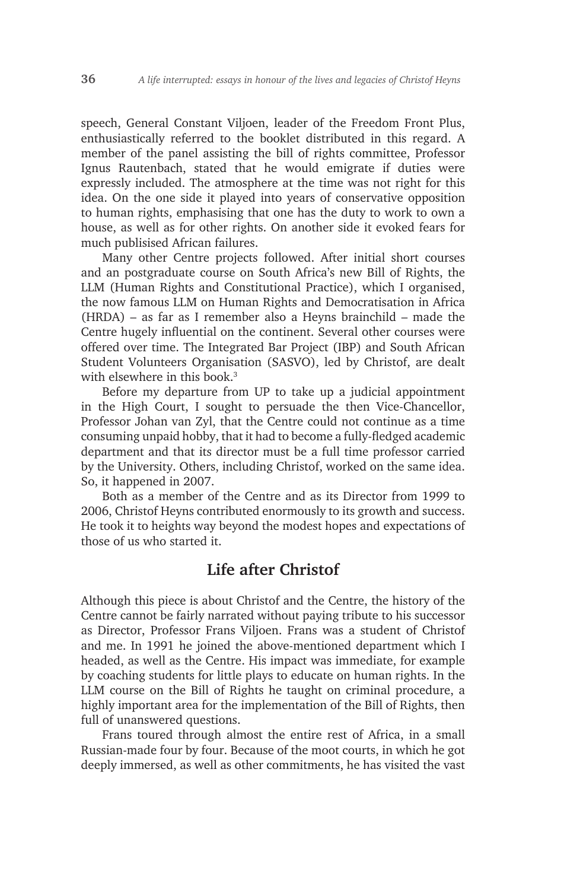speech, General Constant Viljoen, leader of the Freedom Front Plus, enthusiastically referred to the booklet distributed in this regard. A member of the panel assisting the bill of rights committee, Professor Ignus Rautenbach, stated that he would emigrate if duties were expressly included. The atmosphere at the time was not right for this idea. On the one side it played into years of conservative opposition to human rights, emphasising that one has the duty to work to own a house, as well as for other rights. On another side it evoked fears for much publisised African failures.

Many other Centre projects followed. After initial short courses and an postgraduate course on South Africa's new Bill of Rights, the LLM (Human Rights and Constitutional Practice), which I organised, the now famous LLM on Human Rights and Democratisation in Africa (HRDA) – as far as I remember also a Heyns brainchild – made the Centre hugely influential on the continent. Several other courses were offered over time. The Integrated Bar Project (IBP) and South African Student Volunteers Organisation (SASVO), led by Christof, are dealt with elsewhere in this book.[3]

Before my departure from UP to take up a judicial appointment in the High Court, I sought to persuade the then Vice-Chancellor, Professor Johan van Zyl, that the Centre could not continue as a time consuming unpaid hobby, that it had to become a fully-fledged academic department and that its director must be a full time professor carried by the University. Others, including Christof, worked on the same idea. So, it happened in 2007.

Both as a member of the Centre and as its Director from 1999 to 2006, Christof Heyns contributed enormously to its growth and success. He took it to heights way beyond the modest hopes and expectations of those of us who started it.

## Life after Christof

Although this piece is about Christof and the Centre, the history of the Centre cannot be fairly narrated without paying tribute to his successor as Director, Professor Frans Viljoen. Frans was a student of Christof and me. In 1991 he joined the above-mentioned department which I headed, as well as the Centre. His impact was immediate, for example by coaching students for little plays to educate on human rights. In the LLM course on the Bill of Rights he taught on criminal procedure, a highly important area for the implementation of the Bill of Rights, then full of unanswered questions.

Frans toured through almost the entire rest of Africa, in a small Russian-made four by four. Because of the moot courts, in which he got deeply immersed, as well as other commitments, he has visited the vast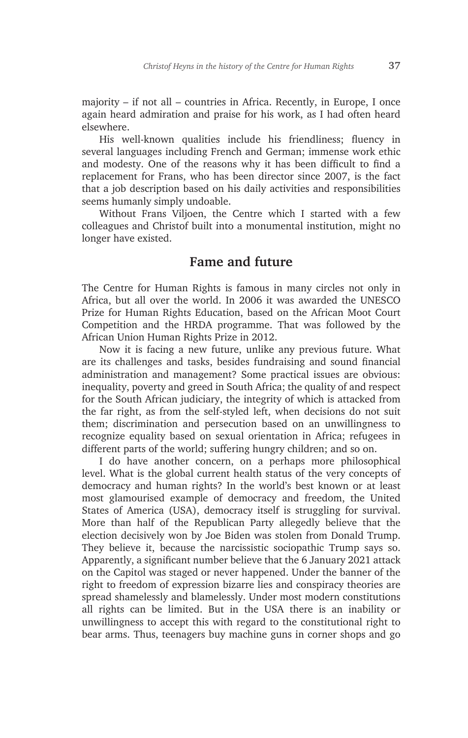majority – if not all – countries in Africa. Recently, in Europe, I once again heard admiration and praise for his work, as I had often heard elsewhere.

His well-known qualities include his friendliness; fluency in several languages including French and German; immense work ethic and modesty. One of the reasons why it has been difficult to find a replacement for Frans, who has been director since 2007, is the fact that a job description based on his daily activities and responsibilities seems humanly simply undoable.

Without Frans Viljoen, the Centre which I started with a few colleagues and Christof built into a monumental institution, might no longer have existed.

## Fame and future

The Centre for Human Rights is famous in many circles not only in Africa, but all over the world. In 2006 it was awarded the UNESCO Prize for Human Rights Education, based on the African Moot Court Competition and the HRDA programme. That was followed by the African Union Human Rights Prize in 2012.

Now it is facing a new future, unlike any previous future. What are its challenges and tasks, besides fundraising and sound financial administration and management? Some practical issues are obvious: inequality, poverty and greed in South Africa; the quality of and respect for the South African judiciary, the integrity of which is attacked from the far right, as from the self-styled left, when decisions do not suit them; discrimination and persecution based on an unwillingness to recognize equality based on sexual orientation in Africa; refugees in different parts of the world; suffering hungry children; and so on.

I do have another concern, on a perhaps more philosophical level. What is the global current health status of the very concepts of democracy and human rights? In the world's best known or at least most glamourised example of democracy and freedom, the United States of America (USA), democracy itself is struggling for survival. More than half of the Republican Party allegedly believe that the election decisively won by Joe Biden was stolen from Donald Trump. They believe it, because the narcissistic sociopathic Trump says so. Apparently, a significant number believe that the 6 January 2021 attack on the Capitol was staged or never happened. Under the banner of the right to freedom of expression bizarre lies and conspiracy theories are spread shamelessly and blamelessly. Under most modern constitutions all rights can be limited. But in the USA there is an inability or unwillingness to accept this with regard to the constitutional right to bear arms. Thus, teenagers buy machine guns in corner shops and go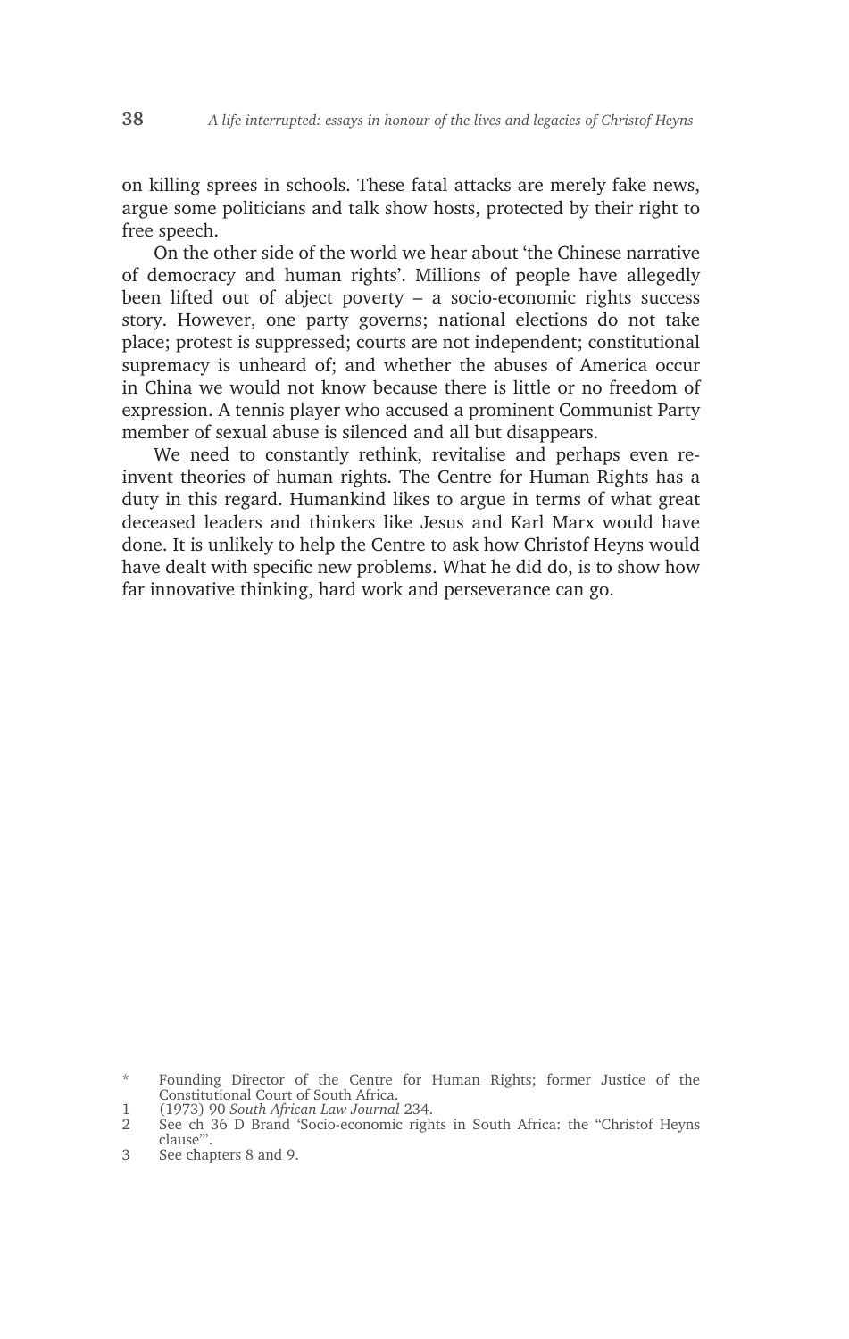on killing sprees in schools. These fatal attacks are merely fake news, argue some politicians and talk show hosts, protected by their right to free speech.

On the other side of the world we hear about 'the Chinese narrative of democracy and human rights'. Millions of people have allegedly been lifted out of abject poverty – a socio-economic rights success story. However, one party governs; national elections do not take place; protest is suppressed; courts are not independent; constitutional supremacy is unheard of; and whether the abuses of America occur in China we would not know because there is little or no freedom of expression. A tennis player who accused a prominent Communist Party member of sexual abuse is silenced and all but disappears.

We need to constantly rethink, revitalise and perhaps even re-invent theories of human rights. The Centre for Human Rights has a duty in this regard. Humankind likes to argue in terms of what great deceased leaders and thinkers like Jesus and Karl Marx would have done. It is unlikely to help the Centre to ask how Christof Heyns would have dealt with specific new problems. What he did do, is to show how far innovative thinking, hard work and perseverance can go.

---

\* Founding Director of the Centre for Human Rights; former Justice of the Constitutional Court of South Africa.

1 (1973) 90 *South African Law Journal* 234.

2 See ch 36 D Brand 'Socio-economic rights in South Africa: the "Christof Heyns clause"'.

3 See chapters 8 and 9.